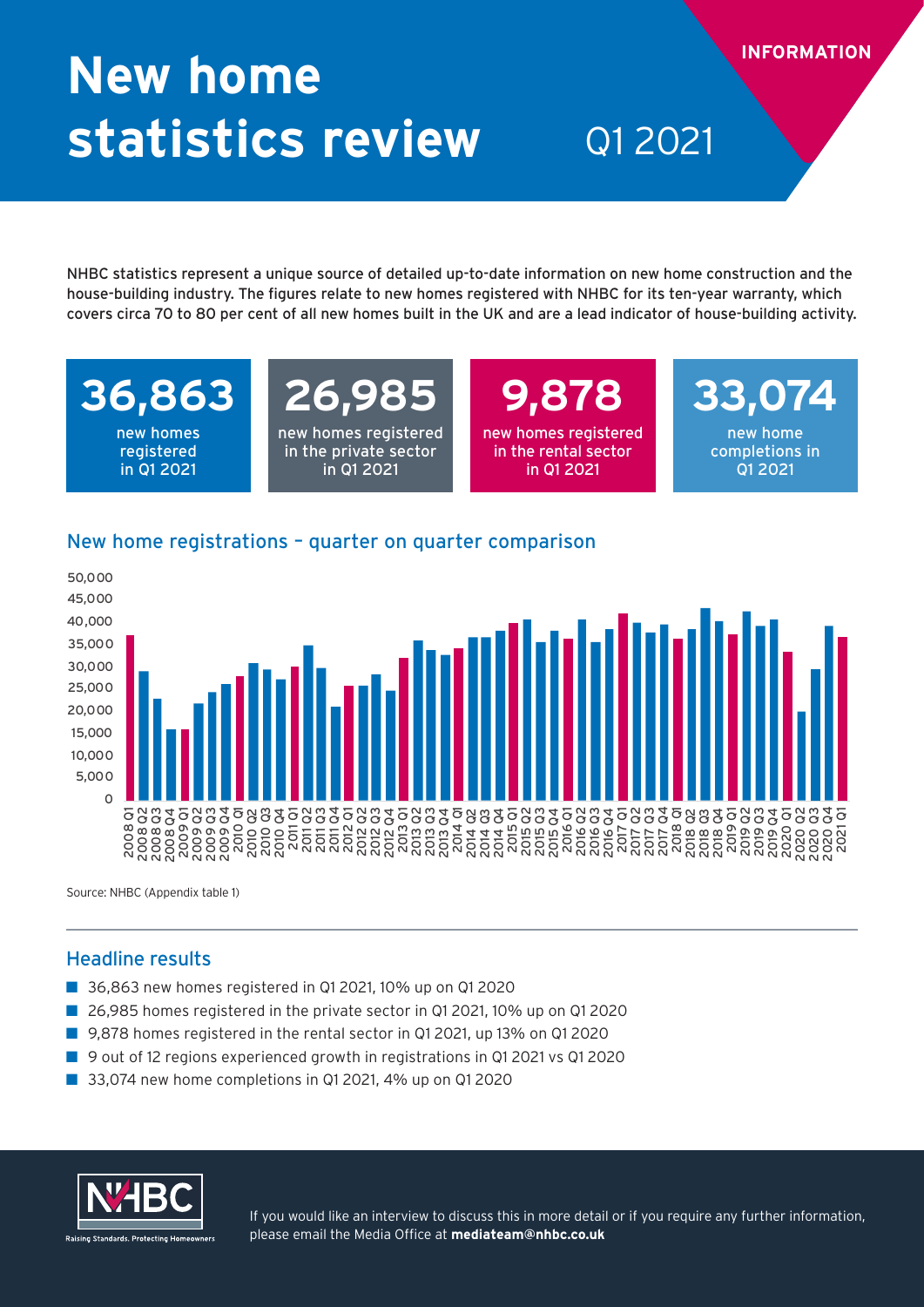# New home statistics review

Q1 2021

INFORMATION

NHBC statistics represent a unique source of detailed up-to-date information on new home construction and the house-building industry. The figures relate to new homes registered with NHBC for its ten-year warranty, which covers circa 70 to 80 per cent of all new homes built in the UK and are a lead indicator of house-building activity.

**36,863** new homes registered in Q1 2021

**26,985** new homes registered in the private sector in Q1 2021

**9,878** new homes registered in the rental sector in Q1 2021

**33,074** new home completions in Q1 2021

## New home registrations – quarter on quarter comparison

Source: NHBC (Appendix table 1)

## Headline results

- 36,863 new homes registered in Q1 2021, 10% up on Q1 2020
- 26,985 homes registered in the private sector in Q1 2021, 10% up on Q1 2020
- 9,878 homes registered in the rental sector in Q1 2021, up 13% on Q1 2020
- 9 out of 12 regions experienced growth in registrations in Q1 2021 vs Q1 2020
- 33,074 new home completions in Q1 2021, 4% up on Q1 2020

NHBC Raising Standards. Protecting Homeowners

If you would like an interview to discuss this in more detail or if you require any further information, please email the Media Office at **mediateam@nhbc.co.uk**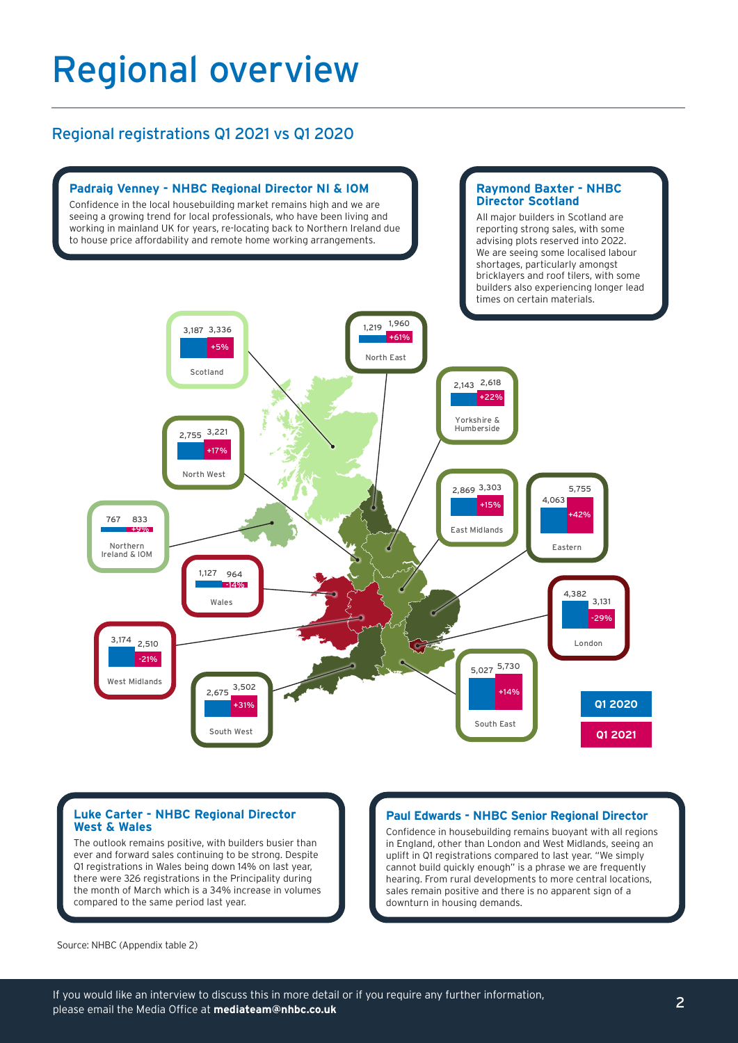# Regional overview

## Regional registrations Q1 2021 vs Q1 2020

### Padraig Venney - NHBC Regional Director NI & IOM

Confidence in the local housebuilding market remains high and we are seeing a growing trend for local professionals, who have been living and working in mainland UK for years, re-locating back to Northern Ireland due to house price affordability and remote home working arrangements.

### Raymond Baxter - NHBC Director Scotland

All major builders in Scotland are reporting strong sales, with some advising plots reserved into 2022. We are seeing some localised labour shortages, particularly amongst bricklayers and roof tilers, with some builders also experiencing longer lead times on certain materials.

| Region | Q1 2020 | Q1 2021 | Change |
|---|---|---|---|
| Scotland | 3,187 | 3,336 | +5% |
| North East | 1,219 | 1,960 | +61% |
| Yorkshire & Humberside | 2,143 | 2,618 | +22% |
| North West | 2,755 | 3,221 | +17% |
| Northern Ireland & IOM | 767 | 833 | +9% |
| East Midlands | 2,869 | 3,303 | +15% |
| Eastern | 4,063 | 5,755 | +42% |
| Wales | 1,127 | 964 | -14% |
| London | 4,382 | 3,131 | -29% |
| West Midlands | 3,174 | 2,510 | -21% |
| South West | 2,675 | 3,502 | +31% |
| South East | 5,027 | 5,730 | +14% |

### Luke Carter - NHBC Regional Director West & Wales

The outlook remains positive, with builders busier than ever and forward sales continuing to be strong. Despite Q1 registrations in Wales being down 14% on last year, there were 326 registrations in the Principality during the month of March which is a 34% increase in volumes compared to the same period last year.

### Paul Edwards - NHBC Senior Regional Director

Confidence in housebuilding remains buoyant with all regions in England, other than London and West Midlands, seeing an uplift in Q1 registrations compared to last year. "We simply cannot build quickly enough" is a phrase we are frequently hearing. From rural developments to more central locations, sales remain positive and there is no apparent sign of a downturn in housing demands.

Source: NHBC (Appendix table 2)

If you would like an interview to discuss this in more detail or if you require any further information, please email the Media Office at **mediateam@nhbc.co.uk**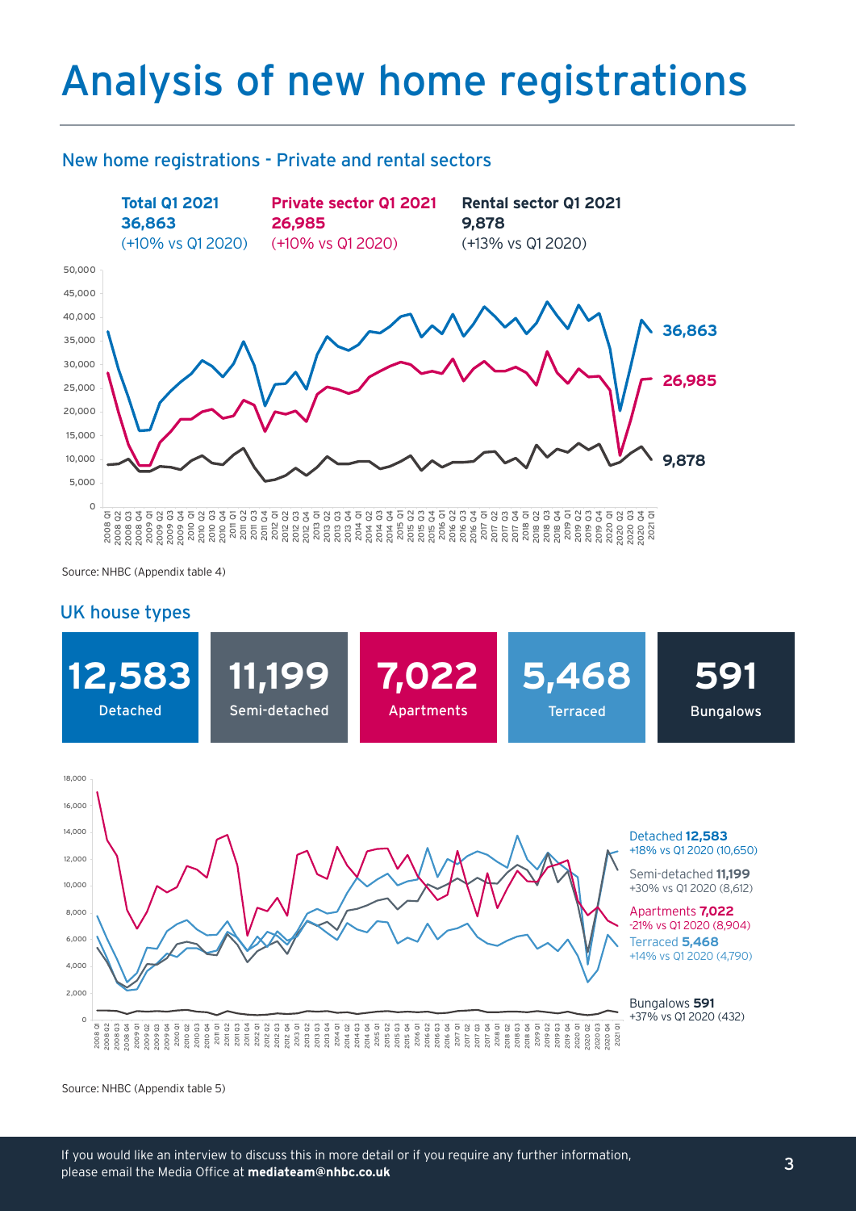# Analysis of new home registrations

## New home registrations - Private and rental sectors

**Total Q1 2021**
**36,863**
(+10% vs Q1 2020)

**Private sector Q1 2021**
**26,985**
(+10% vs Q1 2020)

**Rental sector Q1 2021**
**9,878**
(+13% vs Q1 2020)

Source: NHBC (Appendix table 4)

## UK house types

| 12,583 | 11,199 | 7,022 | 5,468 | 591 |
|---|---|---|---|---|
| Detached | Semi-detached | Apartments | Terraced | Bungalows |

Detached **12,583**
+18% vs Q1 2020 (10,650)

Semi-detached **11,199**
+30% vs Q1 2020 (8,612)

Apartments **7,022**
-21% vs Q1 2020 (8,904)

Terraced **5,468**
+14% vs Q1 2020 (4,790)

Bungalows **591**
+37% vs Q1 2020 (432)

Source: NHBC (Appendix table 5)

If you would like an interview to discuss this in more detail or if you require any further information, please email the Media Office at **mediateam@nhbc.co.uk**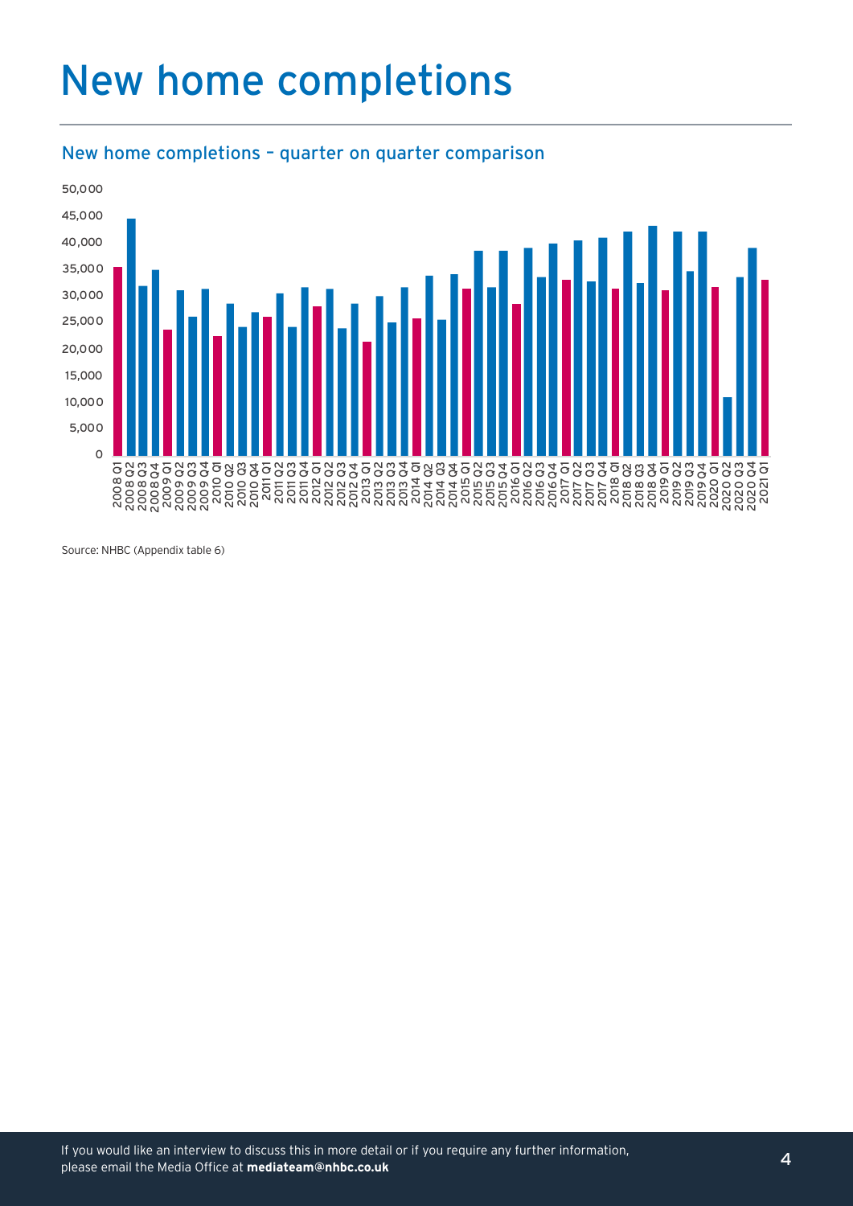# New home completions

## New home completions – quarter on quarter comparison

Source: NHBC (Appendix table 6)

If you would like an interview to discuss this in more detail or if you require any further information, please email the Media Office at **mediateam@nhbc.co.uk**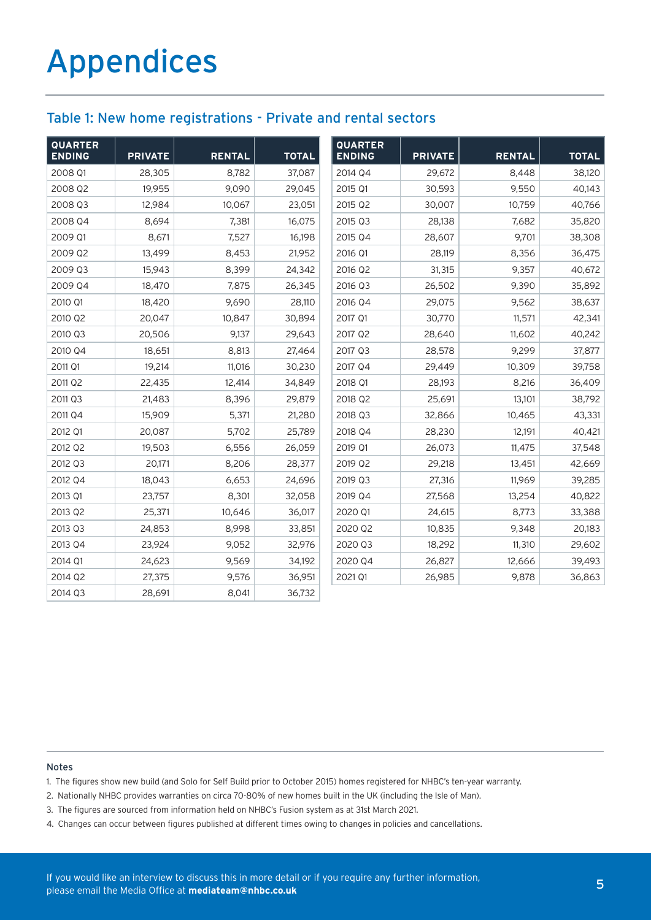# Appendices

## Table 1: New home registrations - Private and rental sectors

| QUARTER ENDING | PRIVATE | RENTAL | TOTAL |
|---|---|---|---|
| 2008 Q1 | 28,305 | 8,782 | 37,087 |
| 2008 Q2 | 19,955 | 9,090 | 29,045 |
| 2008 Q3 | 12,984 | 10,067 | 23,051 |
| 2008 Q4 | 8,694 | 7,381 | 16,075 |
| 2009 Q1 | 8,671 | 7,527 | 16,198 |
| 2009 Q2 | 13,499 | 8,453 | 21,952 |
| 2009 Q3 | 15,943 | 8,399 | 24,342 |
| 2009 Q4 | 18,470 | 7,875 | 26,345 |
| 2010 Q1 | 18,420 | 9,690 | 28,110 |
| 2010 Q2 | 20,047 | 10,847 | 30,894 |
| 2010 Q3 | 20,506 | 9,137 | 29,643 |
| 2010 Q4 | 18,651 | 8,813 | 27,464 |
| 2011 Q1 | 19,214 | 11,016 | 30,230 |
| 2011 Q2 | 22,435 | 12,414 | 34,849 |
| 2011 Q3 | 21,483 | 8,396 | 29,879 |
| 2011 Q4 | 15,909 | 5,371 | 21,280 |
| 2012 Q1 | 20,087 | 5,702 | 25,789 |
| 2012 Q2 | 19,503 | 6,556 | 26,059 |
| 2012 Q3 | 20,171 | 8,206 | 28,377 |
| 2012 Q4 | 18,043 | 6,653 | 24,696 |
| 2013 Q1 | 23,757 | 8,301 | 32,058 |
| 2013 Q2 | 25,371 | 10,646 | 36,017 |
| 2013 Q3 | 24,853 | 8,998 | 33,851 |
| 2013 Q4 | 23,924 | 9,052 | 32,976 |
| 2014 Q1 | 24,623 | 9,569 | 34,192 |
| 2014 Q2 | 27,375 | 9,576 | 36,951 |
| 2014 Q3 | 28,691 | 8,041 | 36,732 |
| 2014 Q4 | 29,672 | 8,448 | 38,120 |
| 2015 Q1 | 30,593 | 9,550 | 40,143 |
| 2015 Q2 | 30,007 | 10,759 | 40,766 |
| 2015 Q3 | 28,138 | 7,682 | 35,820 |
| 2015 Q4 | 28,607 | 9,701 | 38,308 |
| 2016 Q1 | 28,119 | 8,356 | 36,475 |
| 2016 Q2 | 31,315 | 9,357 | 40,672 |
| 2016 Q3 | 26,502 | 9,390 | 35,892 |
| 2016 Q4 | 29,075 | 9,562 | 38,637 |
| 2017 Q1 | 30,770 | 11,571 | 42,341 |
| 2017 Q2 | 28,640 | 11,602 | 40,242 |
| 2017 Q3 | 28,578 | 9,299 | 37,877 |
| 2017 Q4 | 29,449 | 10,309 | 39,758 |
| 2018 Q1 | 28,193 | 8,216 | 36,409 |
| 2018 Q2 | 25,691 | 13,101 | 38,792 |
| 2018 Q3 | 32,866 | 10,465 | 43,331 |
| 2018 Q4 | 28,230 | 12,191 | 40,421 |
| 2019 Q1 | 26,073 | 11,475 | 37,548 |
| 2019 Q2 | 29,218 | 13,451 | 42,669 |
| 2019 Q3 | 27,316 | 11,969 | 39,285 |
| 2019 Q4 | 27,568 | 13,254 | 40,822 |
| 2020 Q1 | 24,615 | 8,773 | 33,388 |
| 2020 Q2 | 10,835 | 9,348 | 20,183 |
| 2020 Q3 | 18,292 | 11,310 | 29,602 |
| 2020 Q4 | 26,827 | 12,666 | 39,493 |
| 2021 Q1 | 26,985 | 9,878 | 36,863 |

Notes

1. The figures show new build (and Solo for Self Build prior to October 2015) homes registered for NHBC's ten-year warranty.
2. Nationally NHBC provides warranties on circa 70-80% of new homes built in the UK (including the Isle of Man).
3. The figures are sourced from information held on NHBC's Fusion system as at 31st March 2021.
4. Changes can occur between figures published at different times owing to changes in policies and cancellations.

If you would like an interview to discuss this in more detail or if you require any further information, please email the Media Office at **mediateam@nhbc.co.uk**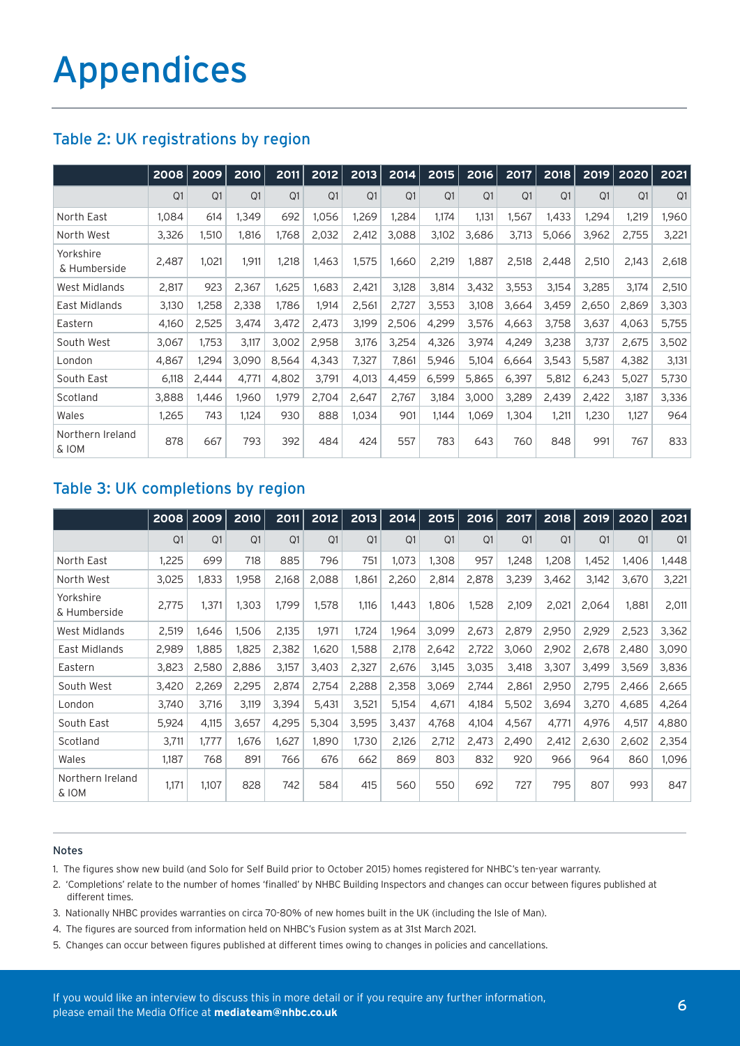# Appendices

## Table 2: UK registrations by region

| | 2008 | 2009 | 2010 | 2011 | 2012 | 2013 | 2014 | 2015 | 2016 | 2017 | 2018 | 2019 | 2020 | 2021 |
|---|---|---|---|---|---|---|---|---|---|---|---|---|---|---|
| | Q1 | Q1 | Q1 | Q1 | Q1 | Q1 | Q1 | Q1 | Q1 | Q1 | Q1 | Q1 | Q1 | Q1 |
| North East | 1,084 | 614 | 1,349 | 692 | 1,056 | 1,269 | 1,284 | 1,174 | 1,131 | 1,567 | 1,433 | 1,294 | 1,219 | 1,960 |
| North West | 3,326 | 1,510 | 1,816 | 1,768 | 2,032 | 2,412 | 3,088 | 3,102 | 3,686 | 3,713 | 5,066 | 3,962 | 2,755 | 3,221 |
| Yorkshire & Humberside | 2,487 | 1,021 | 1,911 | 1,218 | 1,463 | 1,575 | 1,660 | 2,219 | 1,887 | 2,518 | 2,448 | 2,510 | 2,143 | 2,618 |
| West Midlands | 2,817 | 923 | 2,367 | 1,625 | 1,683 | 2,421 | 3,128 | 3,814 | 3,432 | 3,553 | 3,154 | 3,285 | 3,174 | 2,510 |
| East Midlands | 3,130 | 1,258 | 2,338 | 1,786 | 1,914 | 2,561 | 2,727 | 3,553 | 3,108 | 3,664 | 3,459 | 2,650 | 2,869 | 3,303 |
| Eastern | 4,160 | 2,525 | 3,474 | 3,472 | 2,473 | 3,199 | 2,506 | 4,299 | 3,576 | 4,663 | 3,758 | 3,637 | 4,063 | 5,755 |
| South West | 3,067 | 1,753 | 3,117 | 3,002 | 2,958 | 3,176 | 3,254 | 4,326 | 3,974 | 4,249 | 3,238 | 3,737 | 2,675 | 3,502 |
| London | 4,867 | 1,294 | 3,090 | 8,564 | 4,343 | 7,327 | 7,861 | 5,946 | 5,104 | 6,664 | 3,543 | 5,587 | 4,382 | 3,131 |
| South East | 6,118 | 2,444 | 4,771 | 4,802 | 3,791 | 4,013 | 4,459 | 6,599 | 5,865 | 6,397 | 5,812 | 6,243 | 5,027 | 5,730 |
| Scotland | 3,888 | 1,446 | 1,960 | 1,979 | 2,704 | 2,647 | 2,767 | 3,184 | 3,000 | 3,289 | 2,439 | 2,422 | 3,187 | 3,336 |
| Wales | 1,265 | 743 | 1,124 | 930 | 888 | 1,034 | 901 | 1,144 | 1,069 | 1,304 | 1,211 | 1,230 | 1,127 | 964 |
| Northern Ireland & IOM | 878 | 667 | 793 | 392 | 484 | 424 | 557 | 783 | 643 | 760 | 848 | 991 | 767 | 833 |

## Table 3: UK completions by region

| | 2008 | 2009 | 2010 | 2011 | 2012 | 2013 | 2014 | 2015 | 2016 | 2017 | 2018 | 2019 | 2020 | 2021 |
|---|---|---|---|---|---|---|---|---|---|---|---|---|---|---|
| | Q1 | Q1 | Q1 | Q1 | Q1 | Q1 | Q1 | Q1 | Q1 | Q1 | Q1 | Q1 | Q1 | Q1 |
| North East | 1,225 | 699 | 718 | 885 | 796 | 751 | 1,073 | 1,308 | 957 | 1,248 | 1,208 | 1,452 | 1,406 | 1,448 |
| North West | 3,025 | 1,833 | 1,958 | 2,168 | 2,088 | 1,861 | 2,260 | 2,814 | 2,878 | 3,239 | 3,462 | 3,142 | 3,670 | 3,221 |
| Yorkshire & Humberside | 2,775 | 1,371 | 1,303 | 1,799 | 1,578 | 1,116 | 1,443 | 1,806 | 1,528 | 2,109 | 2,021 | 2,064 | 1,881 | 2,011 |
| West Midlands | 2,519 | 1,646 | 1,506 | 2,135 | 1,971 | 1,724 | 1,964 | 3,099 | 2,673 | 2,879 | 2,950 | 2,929 | 2,523 | 3,362 |
| East Midlands | 2,989 | 1,885 | 1,825 | 2,382 | 1,620 | 1,588 | 2,178 | 2,642 | 2,722 | 3,060 | 2,902 | 2,678 | 2,480 | 3,090 |
| Eastern | 3,823 | 2,580 | 2,886 | 3,157 | 3,403 | 2,327 | 2,676 | 3,145 | 3,035 | 3,418 | 3,307 | 3,499 | 3,569 | 3,836 |
| South West | 3,420 | 2,269 | 2,295 | 2,874 | 2,754 | 2,288 | 2,358 | 3,069 | 2,744 | 2,861 | 2,950 | 2,795 | 2,466 | 2,665 |
| London | 3,740 | 3,716 | 3,119 | 3,394 | 5,431 | 3,521 | 5,154 | 4,671 | 4,184 | 5,502 | 3,694 | 3,270 | 4,685 | 4,264 |
| South East | 5,924 | 4,115 | 3,657 | 4,295 | 5,304 | 3,595 | 3,437 | 4,768 | 4,104 | 4,567 | 4,771 | 4,976 | 4,517 | 4,880 |
| Scotland | 3,711 | 1,777 | 1,676 | 1,627 | 1,890 | 1,730 | 2,126 | 2,712 | 2,473 | 2,490 | 2,412 | 2,630 | 2,602 | 2,354 |
| Wales | 1,187 | 768 | 891 | 766 | 676 | 662 | 869 | 803 | 832 | 920 | 966 | 964 | 860 | 1,096 |
| Northern Ireland & IOM | 1,171 | 1,107 | 828 | 742 | 584 | 415 | 560 | 550 | 692 | 727 | 795 | 807 | 993 | 847 |

**Notes**

1. The figures show new build (and Solo for Self Build prior to October 2015) homes registered for NHBC's ten-year warranty.
2. 'Completions' relate to the number of homes 'finalled' by NHBC Building Inspectors and changes can occur between figures published at different times.
3. Nationally NHBC provides warranties on circa 70-80% of new homes built in the UK (including the Isle of Man).
4. The figures are sourced from information held on NHBC's Fusion system as at 31st March 2021.
5. Changes can occur between figures published at different times owing to changes in policies and cancellations.

If you would like an interview to discuss this in more detail or if you require any further information, please email the Media Office at **mediateam@nhbc.co.uk**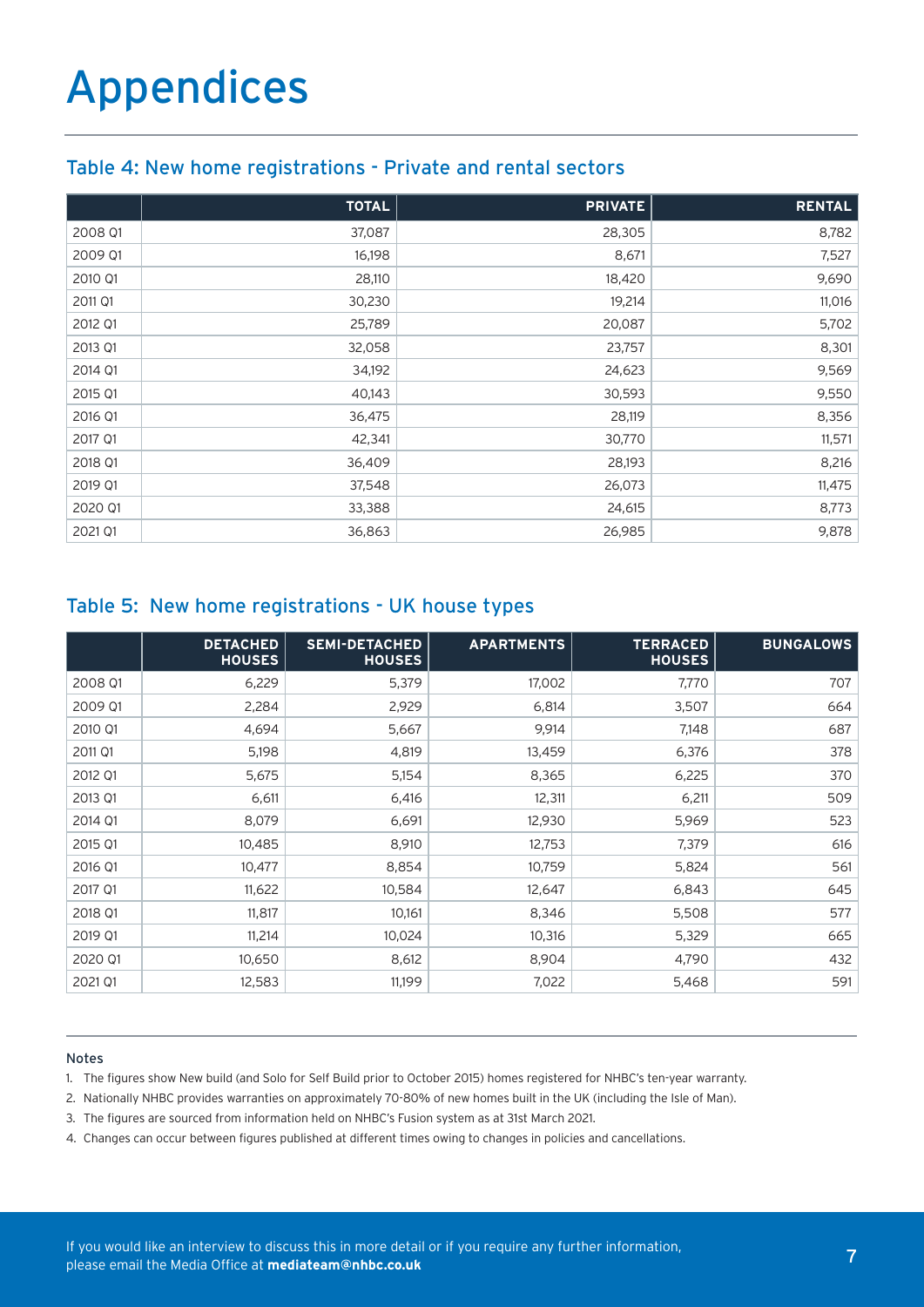# Appendices

## Table 4: New home registrations - Private and rental sectors

| | TOTAL | PRIVATE | RENTAL |
|---|---|---|---|
| 2008 Q1 | 37,087 | 28,305 | 8,782 |
| 2009 Q1 | 16,198 | 8,671 | 7,527 |
| 2010 Q1 | 28,110 | 18,420 | 9,690 |
| 2011 Q1 | 30,230 | 19,214 | 11,016 |
| 2012 Q1 | 25,789 | 20,087 | 5,702 |
| 2013 Q1 | 32,058 | 23,757 | 8,301 |
| 2014 Q1 | 34,192 | 24,623 | 9,569 |
| 2015 Q1 | 40,143 | 30,593 | 9,550 |
| 2016 Q1 | 36,475 | 28,119 | 8,356 |
| 2017 Q1 | 42,341 | 30,770 | 11,571 |
| 2018 Q1 | 36,409 | 28,193 | 8,216 |
| 2019 Q1 | 37,548 | 26,073 | 11,475 |
| 2020 Q1 | 33,388 | 24,615 | 8,773 |
| 2021 Q1 | 36,863 | 26,985 | 9,878 |

## Table 5: New home registrations - UK house types

| | DETACHED HOUSES | SEMI-DETACHED HOUSES | APARTMENTS | TERRACED HOUSES | BUNGALOWS |
|---|---|---|---|---|---|
| 2008 Q1 | 6,229 | 5,379 | 17,002 | 7,770 | 707 |
| 2009 Q1 | 2,284 | 2,929 | 6,814 | 3,507 | 664 |
| 2010 Q1 | 4,694 | 5,667 | 9,914 | 7,148 | 687 |
| 2011 Q1 | 5,198 | 4,819 | 13,459 | 6,376 | 378 |
| 2012 Q1 | 5,675 | 5,154 | 8,365 | 6,225 | 370 |
| 2013 Q1 | 6,611 | 6,416 | 12,311 | 6,211 | 509 |
| 2014 Q1 | 8,079 | 6,691 | 12,930 | 5,969 | 523 |
| 2015 Q1 | 10,485 | 8,910 | 12,753 | 7,379 | 616 |
| 2016 Q1 | 10,477 | 8,854 | 10,759 | 5,824 | 561 |
| 2017 Q1 | 11,622 | 10,584 | 12,647 | 6,843 | 645 |
| 2018 Q1 | 11,817 | 10,161 | 8,346 | 5,508 | 577 |
| 2019 Q1 | 11,214 | 10,024 | 10,316 | 5,329 | 665 |
| 2020 Q1 | 10,650 | 8,612 | 8,904 | 4,790 | 432 |
| 2021 Q1 | 12,583 | 11,199 | 7,022 | 5,468 | 591 |

### Notes

1. The figures show New build (and Solo for Self Build prior to October 2015) homes registered for NHBC's ten-year warranty.
2. Nationally NHBC provides warranties on approximately 70-80% of new homes built in the UK (including the Isle of Man).
3. The figures are sourced from information held on NHBC's Fusion system as at 31st March 2021.
4. Changes can occur between figures published at different times owing to changes in policies and cancellations.

If you would like an interview to discuss this in more detail or if you require any further information, please email the Media Office at **mediateam@nhbc.co.uk**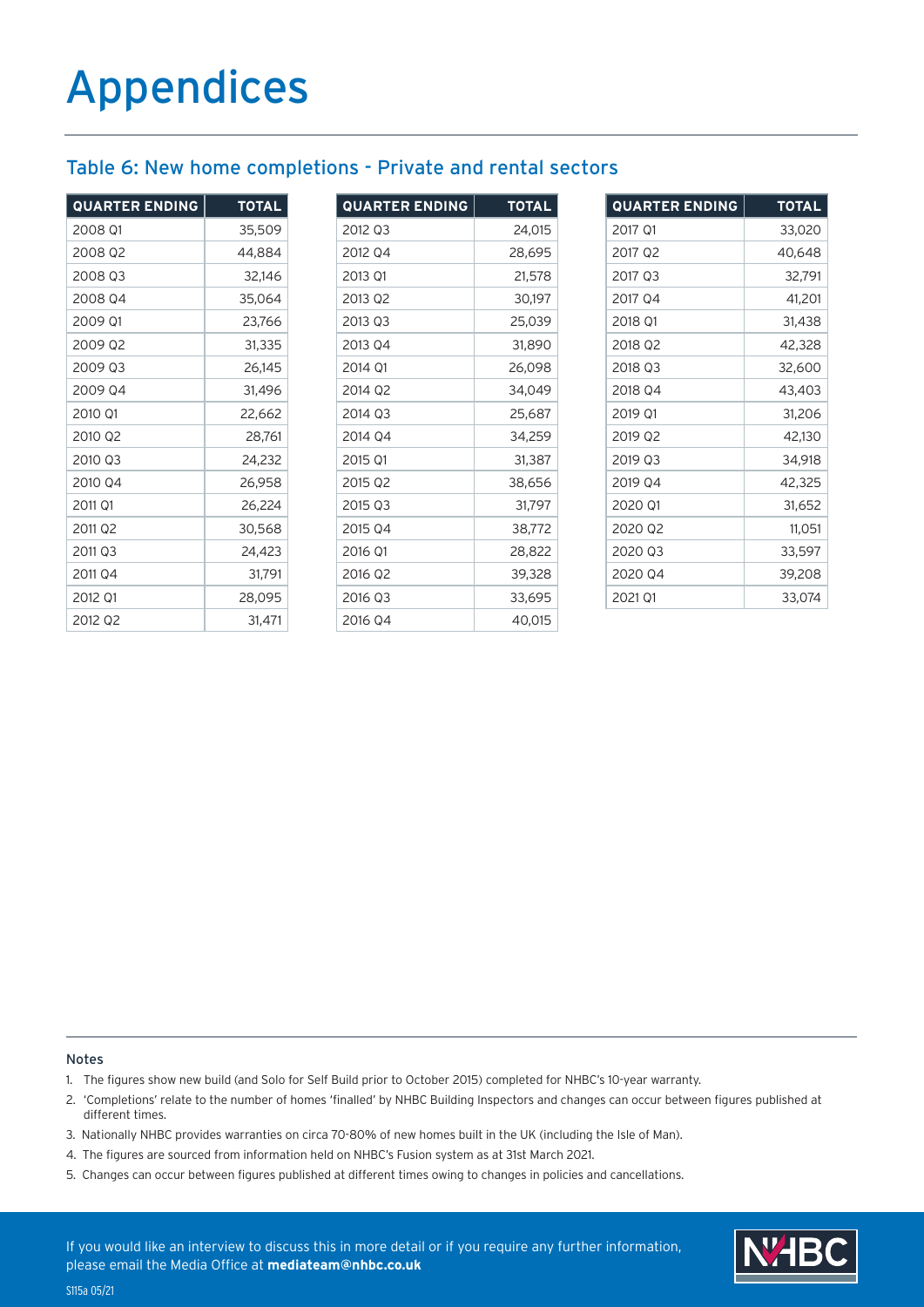# Appendices

## Table 6: New home completions - Private and rental sectors

| QUARTER ENDING | TOTAL |
|---|---|
| 2008 Q1 | 35,509 |
| 2008 Q2 | 44,884 |
| 2008 Q3 | 32,146 |
| 2008 Q4 | 35,064 |
| 2009 Q1 | 23,766 |
| 2009 Q2 | 31,335 |
| 2009 Q3 | 26,145 |
| 2009 Q4 | 31,496 |
| 2010 Q1 | 22,662 |
| 2010 Q2 | 28,761 |
| 2010 Q3 | 24,232 |
| 2010 Q4 | 26,958 |
| 2011 Q1 | 26,224 |
| 2011 Q2 | 30,568 |
| 2011 Q3 | 24,423 |
| 2011 Q4 | 31,791 |
| 2012 Q1 | 28,095 |
| 2012 Q2 | 31,471 |

| QUARTER ENDING | TOTAL |
|---|---|
| 2012 Q3 | 24,015 |
| 2012 Q4 | 28,695 |
| 2013 Q1 | 21,578 |
| 2013 Q2 | 30,197 |
| 2013 Q3 | 25,039 |
| 2013 Q4 | 31,890 |
| 2014 Q1 | 26,098 |
| 2014 Q2 | 34,049 |
| 2014 Q3 | 25,687 |
| 2014 Q4 | 34,259 |
| 2015 Q1 | 31,387 |
| 2015 Q2 | 38,656 |
| 2015 Q3 | 31,797 |
| 2015 Q4 | 38,772 |
| 2016 Q1 | 28,822 |
| 2016 Q2 | 39,328 |
| 2016 Q3 | 33,695 |
| 2016 Q4 | 40,015 |

| QUARTER ENDING | TOTAL |
|---|---|
| 2017 Q1 | 33,020 |
| 2017 Q2 | 40,648 |
| 2017 Q3 | 32,791 |
| 2017 Q4 | 41,201 |
| 2018 Q1 | 31,438 |
| 2018 Q2 | 42,328 |
| 2018 Q3 | 32,600 |
| 2018 Q4 | 43,403 |
| 2019 Q1 | 31,206 |
| 2019 Q2 | 42,130 |
| 2019 Q3 | 34,918 |
| 2019 Q4 | 42,325 |
| 2020 Q1 | 31,652 |
| 2020 Q2 | 11,051 |
| 2020 Q3 | 33,597 |
| 2020 Q4 | 39,208 |
| 2021 Q1 | 33,074 |

### Notes

1. The figures show new build (and Solo for Self Build prior to October 2015) completed for NHBC's 10-year warranty.
2. 'Completions' relate to the number of homes 'finalled' by NHBC Building Inspectors and changes can occur between figures published at different times.
3. Nationally NHBC provides warranties on circa 70-80% of new homes built in the UK (including the Isle of Man).
4. The figures are sourced from information held on NHBC's Fusion system as at 31st March 2021.
5. Changes can occur between figures published at different times owing to changes in policies and cancellations.

If you would like an interview to discuss this in more detail or if you require any further information, please email the Media Office at **mediateam@nhbc.co.uk**

NHBC

S115a 05/21